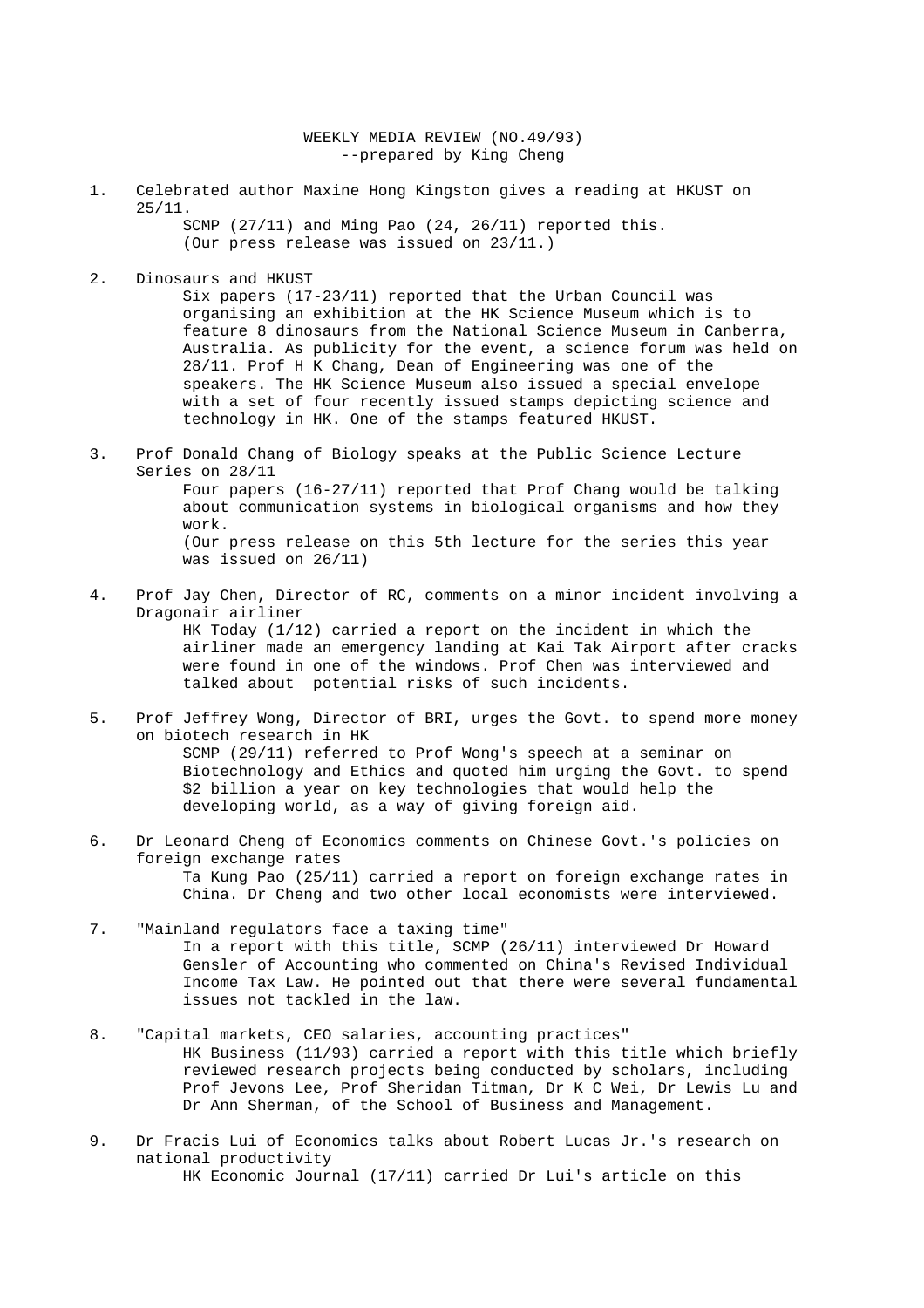WEEKLY MEDIA REVIEW (NO.49/93)
--prepared by King Cheng

1. Celebrated author Maxine Hong Kingston gives a reading at HKUST on 25/11.

   SCMP (27/11) and Ming Pao (24, 26/11) reported this.
   (Our press release was issued on 23/11.)

2. Dinosaurs and HKUST

   Six papers (17-23/11) reported that the Urban Council was organising an exhibition at the HK Science Museum which is to feature 8 dinosaurs from the National Science Museum in Canberra, Australia. As publicity for the event, a science forum was held on 28/11. Prof H K Chang, Dean of Engineering was one of the speakers. The HK Science Museum also issued a special envelope with a set of four recently issued stamps depicting science and technology in HK. One of the stamps featured HKUST.

3. Prof Donald Chang of Biology speaks at the Public Science Lecture Series on 28/11

   Four papers (16-27/11) reported that Prof Chang would be talking about communication systems in biological organisms and how they work.
   (Our press release on this 5th lecture for the series this year was issued on 26/11)

4. Prof Jay Chen, Director of RC, comments on a minor incident involving a Dragonair airliner

   HK Today (1/12) carried a report on the incident in which the airliner made an emergency landing at Kai Tak Airport after cracks were found in one of the windows. Prof Chen was interviewed and talked about potential risks of such incidents.

5. Prof Jeffrey Wong, Director of BRI, urges the Govt. to spend more money on biotech research in HK

   SCMP (29/11) referred to Prof Wong's speech at a seminar on Biotechnology and Ethics and quoted him urging the Govt. to spend $2 billion a year on key technologies that would help the developing world, as a way of giving foreign aid.

6. Dr Leonard Cheng of Economics comments on Chinese Govt.'s policies on foreign exchange rates

   Ta Kung Pao (25/11) carried a report on foreign exchange rates in China. Dr Cheng and two other local economists were interviewed.

7. "Mainland regulators face a taxing time"

   In a report with this title, SCMP (26/11) interviewed Dr Howard Gensler of Accounting who commented on China's Revised Individual Income Tax Law. He pointed out that there were several fundamental issues not tackled in the law.

8. "Capital markets, CEO salaries, accounting practices"

   HK Business (11/93) carried a report with this title which briefly reviewed research projects being conducted by scholars, including Prof Jevons Lee, Prof Sheridan Titman, Dr K C Wei, Dr Lewis Lu and Dr Ann Sherman, of the School of Business and Management.

9. Dr Fracis Lui of Economics talks about Robert Lucas Jr.'s research on national productivity

   HK Economic Journal (17/11) carried Dr Lui's article on this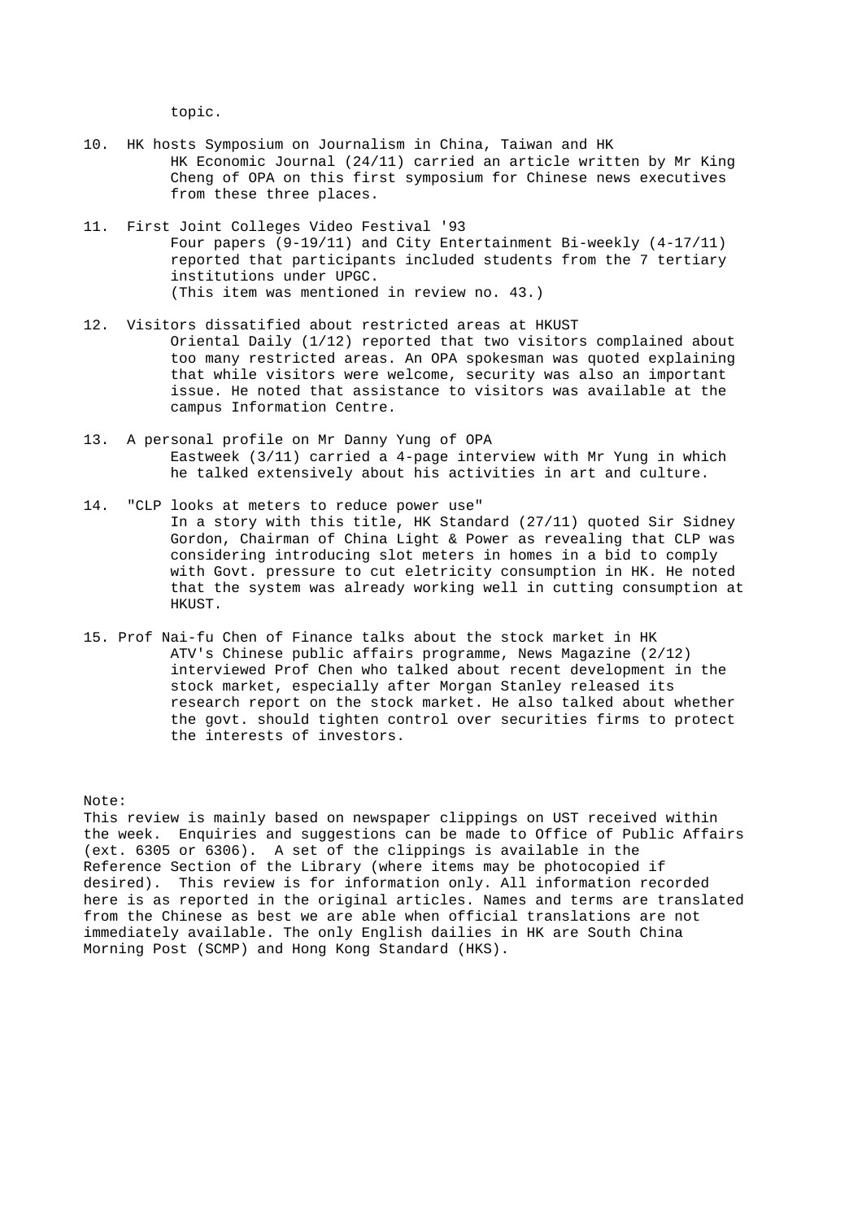topic.

10. HK hosts Symposium on Journalism in China, Taiwan and HK
    HK Economic Journal (24/11) carried an article written by Mr King Cheng of OPA on this first symposium for Chinese news executives from these three places.

11. First Joint Colleges Video Festival '93
    Four papers (9-19/11) and City Entertainment Bi-weekly (4-17/11) reported that participants included students from the 7 tertiary institutions under UPGC.
    (This item was mentioned in review no. 43.)

12. Visitors dissatified about restricted areas at HKUST
    Oriental Daily (1/12) reported that two visitors complained about too many restricted areas. An OPA spokesman was quoted explaining that while visitors were welcome, security was also an important issue. He noted that assistance to visitors was available at the campus Information Centre.

13. A personal profile on Mr Danny Yung of OPA
    Eastweek (3/11) carried a 4-page interview with Mr Yung in which he talked extensively about his activities in art and culture.

14. "CLP looks at meters to reduce power use"
    In a story with this title, HK Standard (27/11) quoted Sir Sidney Gordon, Chairman of China Light & Power as revealing that CLP was considering introducing slot meters in homes in a bid to comply with Govt. pressure to cut eletricity consumption in HK. He noted that the system was already working well in cutting consumption at HKUST.

15. Prof Nai-fu Chen of Finance talks about the stock market in HK
    ATV's Chinese public affairs programme, News Magazine (2/12) interviewed Prof Chen who talked about recent development in the stock market, especially after Morgan Stanley released its research report on the stock market. He also talked about whether the govt. should tighten control over securities firms to protect the interests of investors.

Note:
This review is mainly based on newspaper clippings on UST received within the week. Enquiries and suggestions can be made to Office of Public Affairs (ext. 6305 or 6306). A set of the clippings is available in the Reference Section of the Library (where items may be photocopied if desired). This review is for information only. All information recorded here is as reported in the original articles. Names and terms are translated from the Chinese as best we are able when official translations are not immediately available. The only English dailies in HK are South China Morning Post (SCMP) and Hong Kong Standard (HKS).